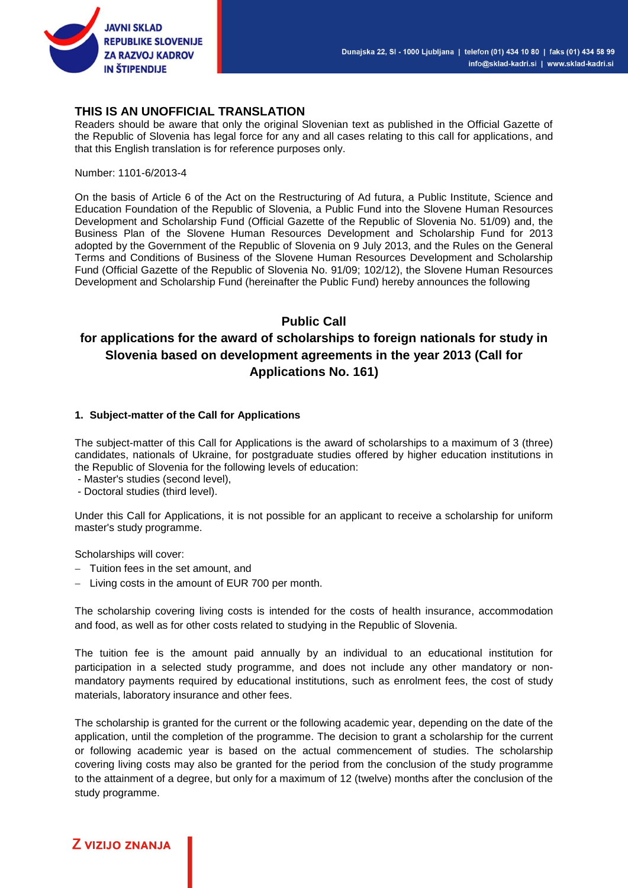## THIS IS AN UNOFFICIAL TRANSLATION

Readers should be aware that only the original Slovenian text as published in the Official Gazette of the Republic of Slovenia has legal force for any and all cases relating to this call for applications, and that this English translation is for reference purposes only.

Number: 1101-6/2013-4

On the basis of Article 6 of the Act on the Restructuring of Ad futura, a Public Institute, Science and Education Foundation of the Republic of Slovenia, a Public Fund into the Slovene Human Resources Development and Scholarship Fund (Official Gazette of the Republic of Slovenia No. 51/09) and, the Business Plan of the Slovene Human Resources Development and Scholarship Fund for 2013 adopted by the Government of the Republic of Slovenia on 9 July 2013, and the Rules on the General Terms and Conditions of Business of the Slovene Human Resources Development and Scholarship Fund (Official Gazette of the Republic of Slovenia No. 91/09; 102/12), the Slovene Human Resources Development and Scholarship Fund (hereinafter the Public Fund) hereby announces the following

# Public Call
# for applications for the award of scholarships to foreign nationals for study in Slovenia based on development agreements in the year 2013 (Call for Applications No. 161)

### 1. Subject-matter of the Call for Applications

The subject-matter of this Call for Applications is the award of scholarships to a maximum of 3 (three) candidates, nationals of Ukraine, for postgraduate studies offered by higher education institutions in the Republic of Slovenia for the following levels of education:
- Master's studies (second level),
- Doctoral studies (third level).

Under this Call for Applications, it is not possible for an applicant to receive a scholarship for uniform master's study programme.

Scholarships will cover:
- Tuition fees in the set amount, and
- Living costs in the amount of EUR 700 per month.

The scholarship covering living costs is intended for the costs of health insurance, accommodation and food, as well as for other costs related to studying in the Republic of Slovenia.

The tuition fee is the amount paid annually by an individual to an educational institution for participation in a selected study programme, and does not include any other mandatory or non-mandatory payments required by educational institutions, such as enrolment fees, the cost of study materials, laboratory insurance and other fees.

The scholarship is granted for the current or the following academic year, depending on the date of the application, until the completion of the programme. The decision to grant a scholarship for the current or following academic year is based on the actual commencement of studies. The scholarship covering living costs may also be granted for the period from the conclusion of the study programme to the attainment of a degree, but only for a maximum of 12 (twelve) months after the conclusion of the study programme.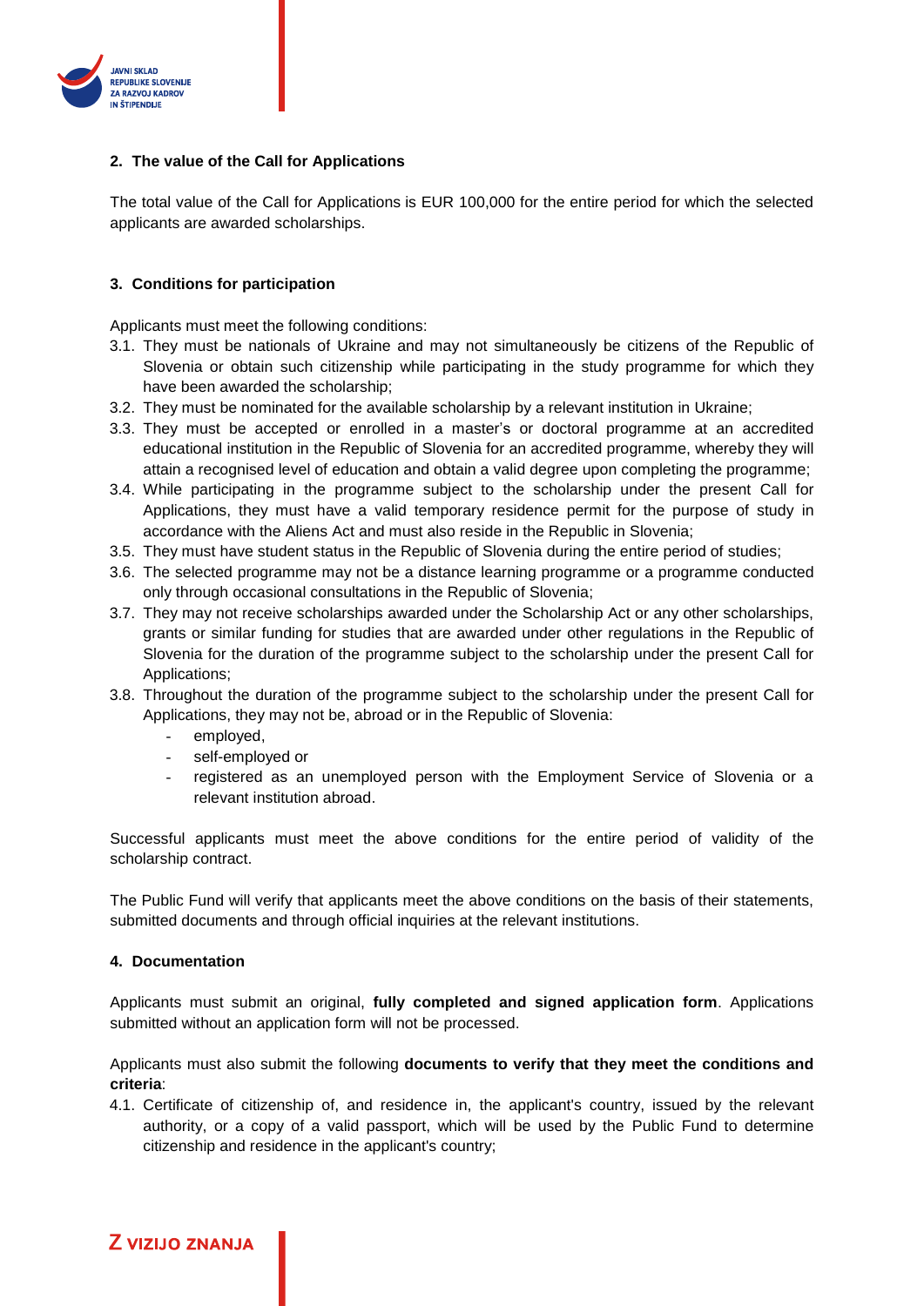## 2. The value of the Call for Applications

The total value of the Call for Applications is EUR 100,000 for the entire period for which the selected applicants are awarded scholarships.

## 3. Conditions for participation

Applicants must meet the following conditions:

3.1. They must be nationals of Ukraine and may not simultaneously be citizens of the Republic of Slovenia or obtain such citizenship while participating in the study programme for which they have been awarded the scholarship;

3.2. They must be nominated for the available scholarship by a relevant institution in Ukraine;

3.3. They must be accepted or enrolled in a master's or doctoral programme at an accredited educational institution in the Republic of Slovenia for an accredited programme, whereby they will attain a recognised level of education and obtain a valid degree upon completing the programme;

3.4. While participating in the programme subject to the scholarship under the present Call for Applications, they must have a valid temporary residence permit for the purpose of study in accordance with the Aliens Act and must also reside in the Republic in Slovenia;

3.5. They must have student status in the Republic of Slovenia during the entire period of studies;

3.6. The selected programme may not be a distance learning programme or a programme conducted only through occasional consultations in the Republic of Slovenia;

3.7. They may not receive scholarships awarded under the Scholarship Act or any other scholarships, grants or similar funding for studies that are awarded under other regulations in the Republic of Slovenia for the duration of the programme subject to the scholarship under the present Call for Applications;

3.8. Throughout the duration of the programme subject to the scholarship under the present Call for Applications, they may not be, abroad or in the Republic of Slovenia:

- employed,
- self-employed or
- registered as an unemployed person with the Employment Service of Slovenia or a relevant institution abroad.

Successful applicants must meet the above conditions for the entire period of validity of the scholarship contract.

The Public Fund will verify that applicants meet the above conditions on the basis of their statements, submitted documents and through official inquiries at the relevant institutions.

## 4. Documentation

Applicants must submit an original, **fully completed and signed application form**. Applications submitted without an application form will not be processed.

Applicants must also submit the following **documents to verify that they meet the conditions and criteria**:

4.1. Certificate of citizenship of, and residence in, the applicant's country, issued by the relevant authority, or a copy of a valid passport, which will be used by the Public Fund to determine citizenship and residence in the applicant's country;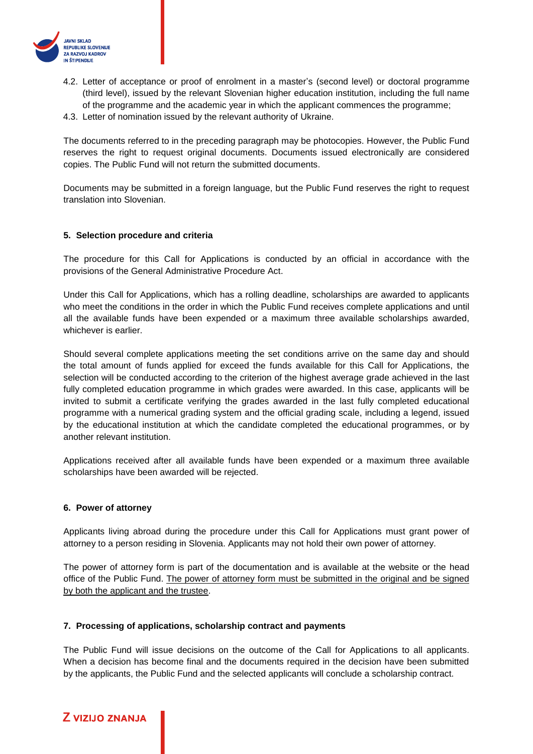4.2. Letter of acceptance or proof of enrolment in a master's (second level) or doctoral programme (third level), issued by the relevant Slovenian higher education institution, including the full name of the programme and the academic year in which the applicant commences the programme;
4.3. Letter of nomination issued by the relevant authority of Ukraine.

The documents referred to in the preceding paragraph may be photocopies. However, the Public Fund reserves the right to request original documents. Documents issued electronically are considered copies. The Public Fund will not return the submitted documents.

Documents may be submitted in a foreign language, but the Public Fund reserves the right to request translation into Slovenian.

## 5. Selection procedure and criteria

The procedure for this Call for Applications is conducted by an official in accordance with the provisions of the General Administrative Procedure Act.

Under this Call for Applications, which has a rolling deadline, scholarships are awarded to applicants who meet the conditions in the order in which the Public Fund receives complete applications and until all the available funds have been expended or a maximum three available scholarships awarded, whichever is earlier.

Should several complete applications meeting the set conditions arrive on the same day and should the total amount of funds applied for exceed the funds available for this Call for Applications, the selection will be conducted according to the criterion of the highest average grade achieved in the last fully completed education programme in which grades were awarded. In this case, applicants will be invited to submit a certificate verifying the grades awarded in the last fully completed educational programme with a numerical grading system and the official grading scale, including a legend, issued by the educational institution at which the candidate completed the educational programmes, or by another relevant institution.

Applications received after all available funds have been expended or a maximum three available scholarships have been awarded will be rejected.

## 6. Power of attorney

Applicants living abroad during the procedure under this Call for Applications must grant power of attorney to a person residing in Slovenia. Applicants may not hold their own power of attorney.

The power of attorney form is part of the documentation and is available at the website or the head office of the Public Fund. The power of attorney form must be submitted in the original and be signed by both the applicant and the trustee.

## 7. Processing of applications, scholarship contract and payments

The Public Fund will issue decisions on the outcome of the Call for Applications to all applicants. When a decision has become final and the documents required in the decision have been submitted by the applicants, the Public Fund and the selected applicants will conclude a scholarship contract.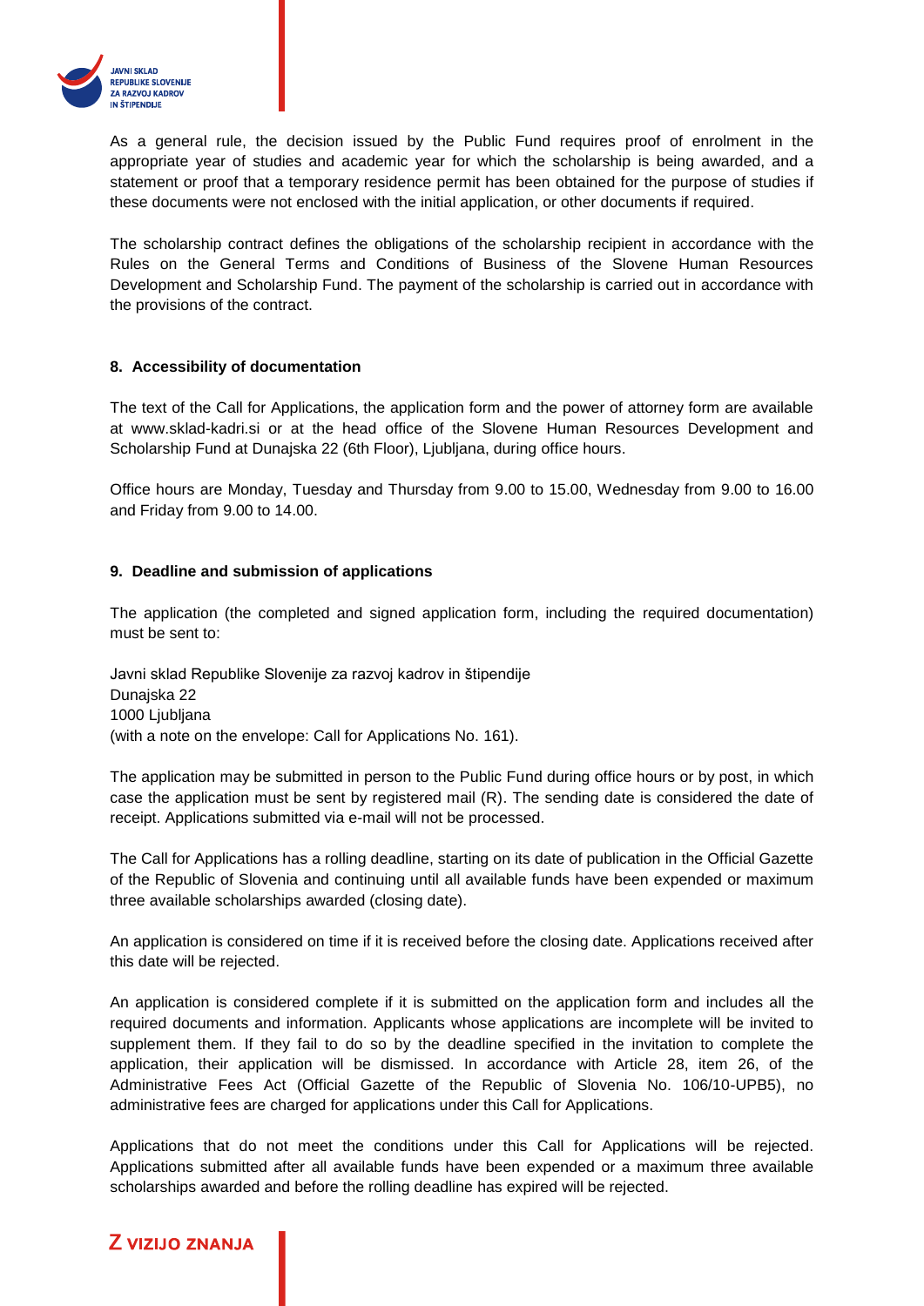As a general rule, the decision issued by the Public Fund requires proof of enrolment in the appropriate year of studies and academic year for which the scholarship is being awarded, and a statement or proof that a temporary residence permit has been obtained for the purpose of studies if these documents were not enclosed with the initial application, or other documents if required.

The scholarship contract defines the obligations of the scholarship recipient in accordance with the Rules on the General Terms and Conditions of Business of the Slovene Human Resources Development and Scholarship Fund. The payment of the scholarship is carried out in accordance with the provisions of the contract.

## 8. Accessibility of documentation

The text of the Call for Applications, the application form and the power of attorney form are available at www.sklad-kadri.si or at the head office of the Slovene Human Resources Development and Scholarship Fund at Dunajska 22 (6th Floor), Ljubljana, during office hours.

Office hours are Monday, Tuesday and Thursday from 9.00 to 15.00, Wednesday from 9.00 to 16.00 and Friday from 9.00 to 14.00.

## 9. Deadline and submission of applications

The application (the completed and signed application form, including the required documentation) must be sent to:

Javni sklad Republike Slovenije za razvoj kadrov in štipendije
Dunajska 22
1000 Ljubljana
(with a note on the envelope: Call for Applications No. 161).

The application may be submitted in person to the Public Fund during office hours or by post, in which case the application must be sent by registered mail (R). The sending date is considered the date of receipt. Applications submitted via e-mail will not be processed.

The Call for Applications has a rolling deadline, starting on its date of publication in the Official Gazette of the Republic of Slovenia and continuing until all available funds have been expended or maximum three available scholarships awarded (closing date).

An application is considered on time if it is received before the closing date. Applications received after this date will be rejected.

An application is considered complete if it is submitted on the application form and includes all the required documents and information. Applicants whose applications are incomplete will be invited to supplement them. If they fail to do so by the deadline specified in the invitation to complete the application, their application will be dismissed. In accordance with Article 28, item 26, of the Administrative Fees Act (Official Gazette of the Republic of Slovenia No. 106/10-UPB5), no administrative fees are charged for applications under this Call for Applications.

Applications that do not meet the conditions under this Call for Applications will be rejected. Applications submitted after all available funds have been expended or a maximum three available scholarships awarded and before the rolling deadline has expired will be rejected.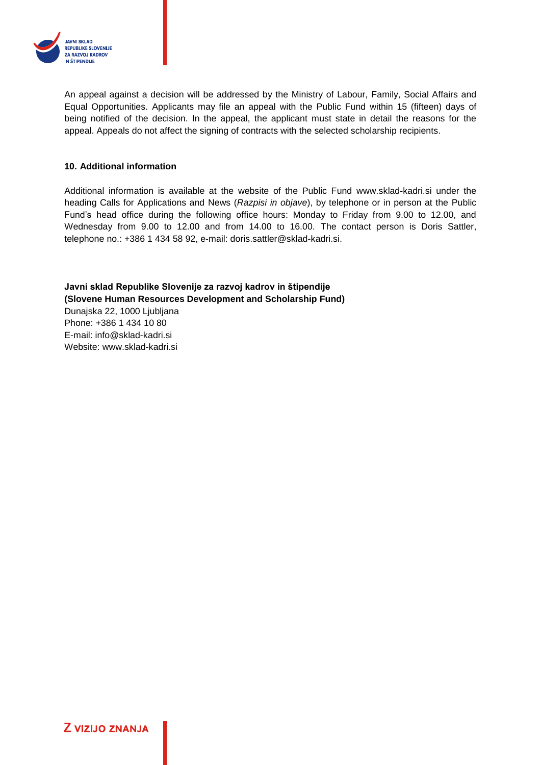An appeal against a decision will be addressed by the Ministry of Labour, Family, Social Affairs and Equal Opportunities. Applicants may file an appeal with the Public Fund within 15 (fifteen) days of being notified of the decision. In the appeal, the applicant must state in detail the reasons for the appeal. Appeals do not affect the signing of contracts with the selected scholarship recipients.

## 10. Additional information

Additional information is available at the website of the Public Fund www.sklad-kadri.si under the heading Calls for Applications and News (*Razpisi in objave*), by telephone or in person at the Public Fund's head office during the following office hours: Monday to Friday from 9.00 to 12.00, and Wednesday from 9.00 to 12.00 and from 14.00 to 16.00. The contact person is Doris Sattler, telephone no.: +386 1 434 58 92, e-mail: doris.sattler@sklad-kadri.si.

**Javni sklad Republike Slovenije za razvoj kadrov in štipendije**
**(Slovene Human Resources Development and Scholarship Fund)**
Dunajska 22, 1000 Ljubljana
Phone: +386 1 434 10 80
E-mail: info@sklad-kadri.si
Website: www.sklad-kadri.si